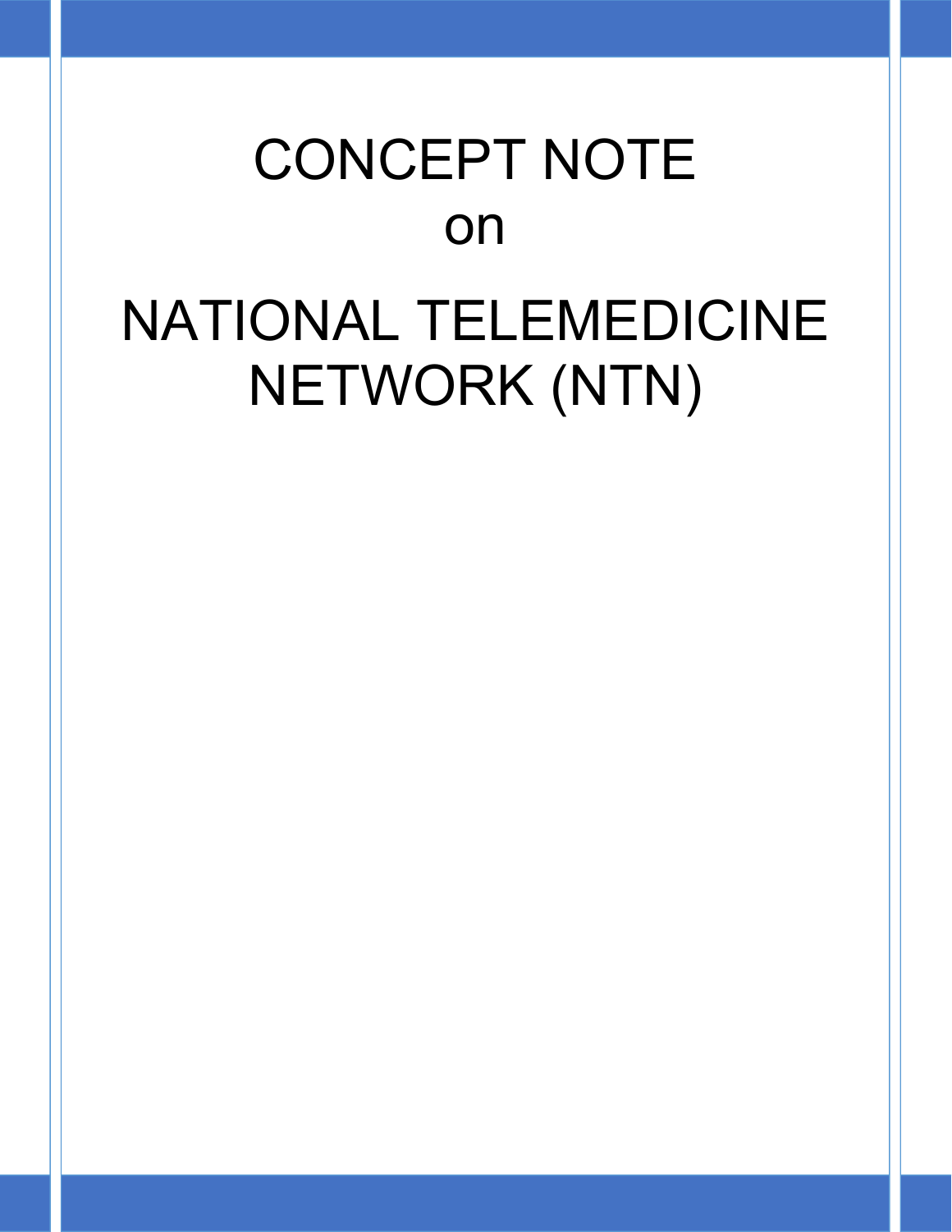# CONCEPT NOTE

on

# NATIONAL TELEMEDICINE NETWORK (NTN)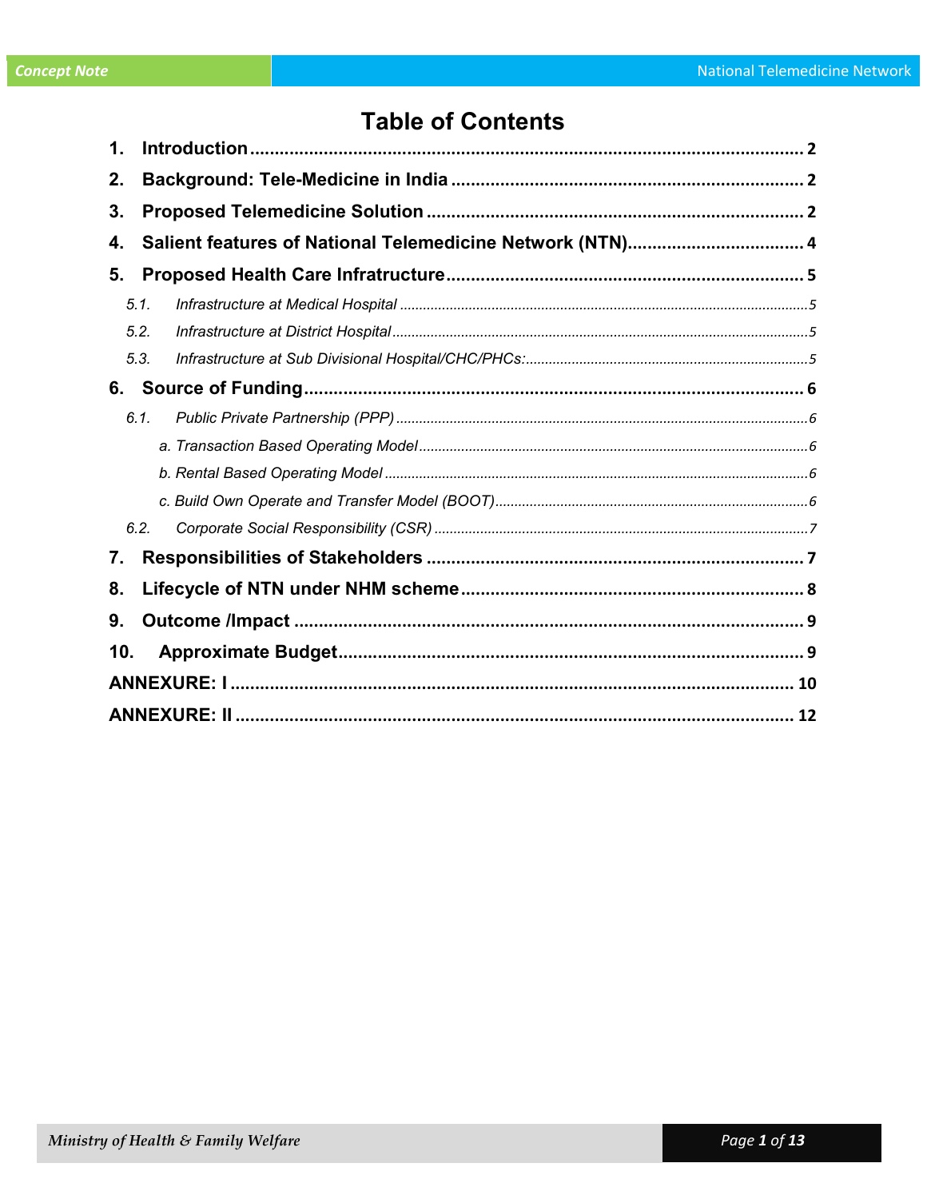# Table of Contents

1. Introduction ........ 2
2. Background: Tele-Medicine in India ........ 2
3. Proposed Telemedicine Solution ........ 2
4. Salient features of National Telemedicine Network (NTN) ........ 4
5. Proposed Health Care Infratructure ........ 5
   - 5.1. *Infrastructure at Medical Hospital* ........ 5
   - 5.2. *Infrastructure at District Hospital* ........ 5
   - 5.3. *Infrastructure at Sub Divisional Hospital/CHC/PHCs:* ........ 5
6. Source of Funding ........ 6
   - 6.1. *Public Private Partnership (PPP)* ........ 6
     - *a. Transaction Based Operating Model* ........ 6
     - *b. Rental Based Operating Model* ........ 6
     - *c. Build Own Operate and Transfer Model (BOOT)* ........ 6
   - 6.2. *Corporate Social Responsibility (CSR)* ........ 7
7. Responsibilities of Stakeholders ........ 7
8. Lifecycle of NTN under NHM scheme ........ 8
9. Outcome /Impact ........ 9
10. Approximate Budget ........ 9

ANNEXURE: I ........ 10

ANNEXURE: II ........ 12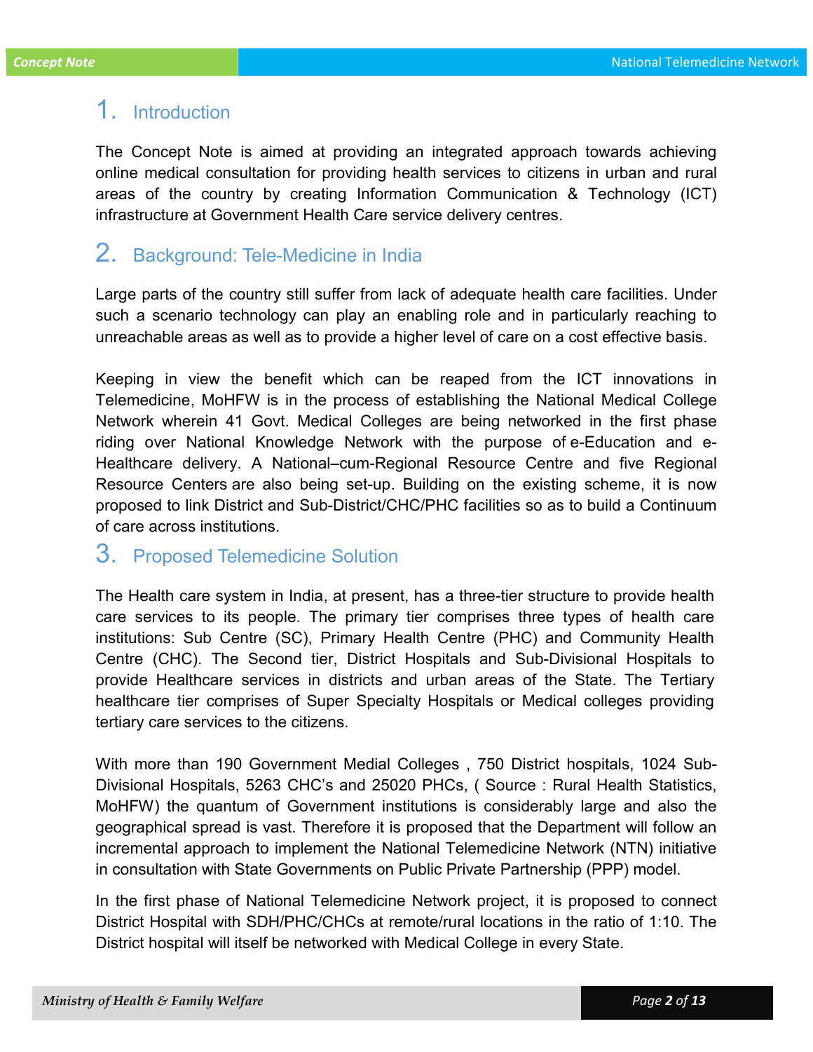## 1. Introduction

The Concept Note is aimed at providing an integrated approach towards achieving online medical consultation for providing health services to citizens in urban and rural areas of the country by creating Information Communication & Technology (ICT) infrastructure at Government Health Care service delivery centres.

## 2. Background: Tele-Medicine in India

Large parts of the country still suffer from lack of adequate health care facilities. Under such a scenario technology can play an enabling role and in particularly reaching to unreachable areas as well as to provide a higher level of care on a cost effective basis.

Keeping in view the benefit which can be reaped from the ICT innovations in Telemedicine, MoHFW is in the process of establishing the National Medical College Network wherein 41 Govt. Medical Colleges are being networked in the first phase riding over National Knowledge Network with the purpose of e-Education and e-Healthcare delivery. A National–cum-Regional Resource Centre and five Regional Resource Centers are also being set-up. Building on the existing scheme, it is now proposed to link District and Sub-District/CHC/PHC facilities so as to build a Continuum of care across institutions.

## 3. Proposed Telemedicine Solution

The Health care system in India, at present, has a three-tier structure to provide health care services to its people. The primary tier comprises three types of health care institutions: Sub Centre (SC), Primary Health Centre (PHC) and Community Health Centre (CHC). The Second tier, District Hospitals and Sub-Divisional Hospitals to provide Healthcare services in districts and urban areas of the State. The Tertiary healthcare tier comprises of Super Specialty Hospitals or Medical colleges providing tertiary care services to the citizens.

With more than 190 Government Medial Colleges , 750 District hospitals, 1024 Sub-Divisional Hospitals, 5263 CHC's and 25020 PHCs, ( Source : Rural Health Statistics, MoHFW) the quantum of Government institutions is considerably large and also the geographical spread is vast. Therefore it is proposed that the Department will follow an incremental approach to implement the National Telemedicine Network (NTN) initiative in consultation with State Governments on Public Private Partnership (PPP) model.

In the first phase of National Telemedicine Network project, it is proposed to connect District Hospital with SDH/PHC/CHCs at remote/rural locations in the ratio of 1:10. The District hospital will itself be networked with Medical College in every State.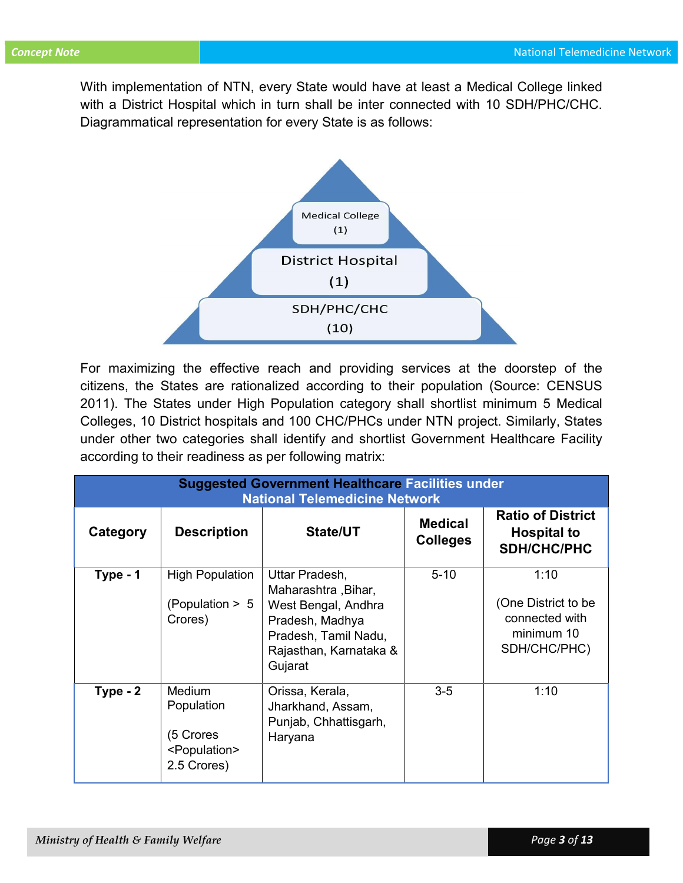With implementation of NTN, every State would have at least a Medical College linked with a District Hospital which in turn shall be inter connected with 10 SDH/PHC/CHC. Diagrammatical representation for every State is as follows:

Medical College (1)

District Hospital (1)

SDH/PHC/CHC (10)

For maximizing the effective reach and providing services at the doorstep of the citizens, the States are rationalized according to their population (Source: CENSUS 2011). The States under High Population category shall shortlist minimum 5 Medical Colleges, 10 District hospitals and 100 CHC/PHCs under NTN project. Similarly, States under other two categories shall identify and shortlist Government Healthcare Facility according to their readiness as per following matrix:

| Suggested Government Healthcare Facilities under National Telemedicine Network | | | | |
|---|---|---|---|---|
| **Category** | **Description** | **State/UT** | **Medical Colleges** | **Ratio of District Hospital to SDH/CHC/PHC** |
| **Type - 1** | High Population (Population > 5 Crores) | Uttar Pradesh, Maharashtra ,Bihar, West Bengal, Andhra Pradesh, Madhya Pradesh, Tamil Nadu, Rajasthan, Karnataka & Gujarat | 5-10 | 1:10 (One District to be connected with minimum 10 SDH/CHC/PHC) |
| **Type - 2** | Medium Population (5 Crores <Population> 2.5 Crores) | Orissa, Kerala, Jharkhand, Assam, Punjab, Chhattisgarh, Haryana | 3-5 | 1:10 |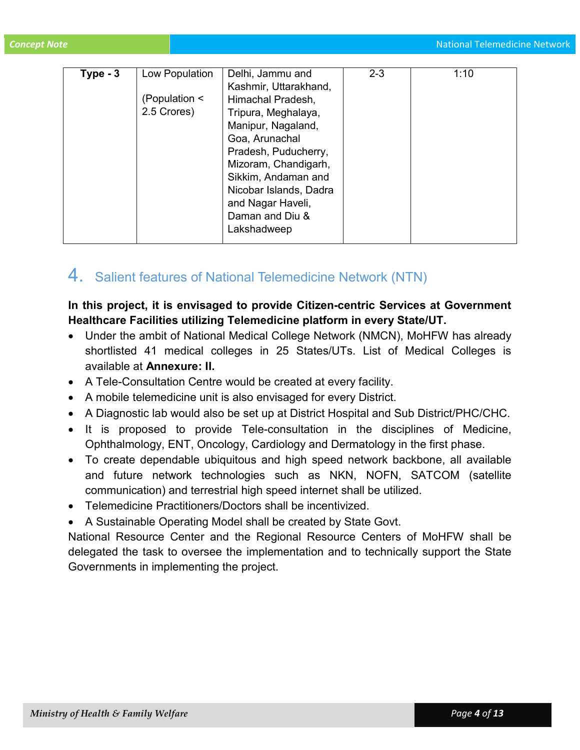| Type - 3 | Low Population<br><br>(Population < 2.5 Crores) | Delhi, Jammu and Kashmir, Uttarakhand, Himachal Pradesh, Tripura, Meghalaya, Manipur, Nagaland, Goa, Arunachal Pradesh, Puducherry, Mizoram, Chandigarh, Sikkim, Andaman and Nicobar Islands, Dadra and Nagar Haveli, Daman and Diu & Lakshadweep | 2-3 | 1:10 |
|---|---|---|---|---|

## 4. Salient features of National Telemedicine Network (NTN)

**In this project, it is envisaged to provide Citizen-centric Services at Government Healthcare Facilities utilizing Telemedicine platform in every State/UT.**

- Under the ambit of National Medical College Network (NMCN), MoHFW has already shortlisted 41 medical colleges in 25 States/UTs. List of Medical Colleges is available at **Annexure: II.**
- A Tele-Consultation Centre would be created at every facility.
- A mobile telemedicine unit is also envisaged for every District.
- A Diagnostic lab would also be set up at District Hospital and Sub District/PHC/CHC.
- It is proposed to provide Tele-consultation in the disciplines of Medicine, Ophthalmology, ENT, Oncology, Cardiology and Dermatology in the first phase.
- To create dependable ubiquitous and high speed network backbone, all available and future network technologies such as NKN, NOFN, SATCOM (satellite communication) and terrestrial high speed internet shall be utilized.
- Telemedicine Practitioners/Doctors shall be incentivized.
- A Sustainable Operating Model shall be created by State Govt.

National Resource Center and the Regional Resource Centers of MoHFW shall be delegated the task to oversee the implementation and to technically support the State Governments in implementing the project.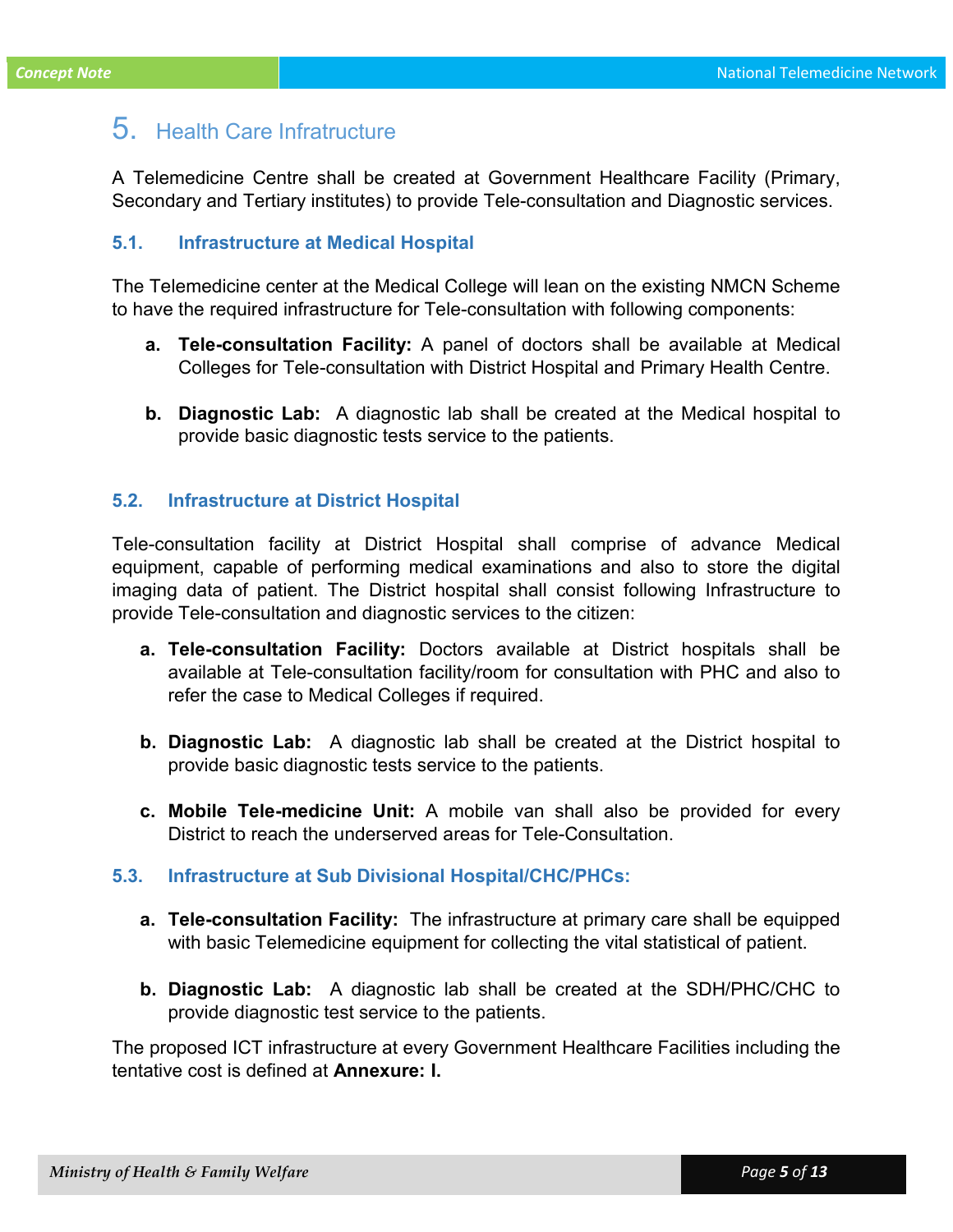## 5. Health Care Infratructure

A Telemedicine Centre shall be created at Government Healthcare Facility (Primary, Secondary and Tertiary institutes) to provide Tele-consultation and Diagnostic services.

### 5.1. Infrastructure at Medical Hospital

The Telemedicine center at the Medical College will lean on the existing NMCN Scheme to have the required infrastructure for Tele-consultation with following components:

a. **Tele-consultation Facility:** A panel of doctors shall be available at Medical Colleges for Tele-consultation with District Hospital and Primary Health Centre.

b. **Diagnostic Lab:** A diagnostic lab shall be created at the Medical hospital to provide basic diagnostic tests service to the patients.

### 5.2. Infrastructure at District Hospital

Tele-consultation facility at District Hospital shall comprise of advance Medical equipment, capable of performing medical examinations and also to store the digital imaging data of patient. The District hospital shall consist following Infrastructure to provide Tele-consultation and diagnostic services to the citizen:

a. **Tele-consultation Facility:** Doctors available at District hospitals shall be available at Tele-consultation facility/room for consultation with PHC and also to refer the case to Medical Colleges if required.

b. **Diagnostic Lab:** A diagnostic lab shall be created at the District hospital to provide basic diagnostic tests service to the patients.

c. **Mobile Tele-medicine Unit:** A mobile van shall also be provided for every District to reach the underserved areas for Tele-Consultation.

### 5.3. Infrastructure at Sub Divisional Hospital/CHC/PHCs:

a. **Tele-consultation Facility:** The infrastructure at primary care shall be equipped with basic Telemedicine equipment for collecting the vital statistical of patient.

b. **Diagnostic Lab:** A diagnostic lab shall be created at the SDH/PHC/CHC to provide diagnostic test service to the patients.

The proposed ICT infrastructure at every Government Healthcare Facilities including the tentative cost is defined at **Annexure: I.**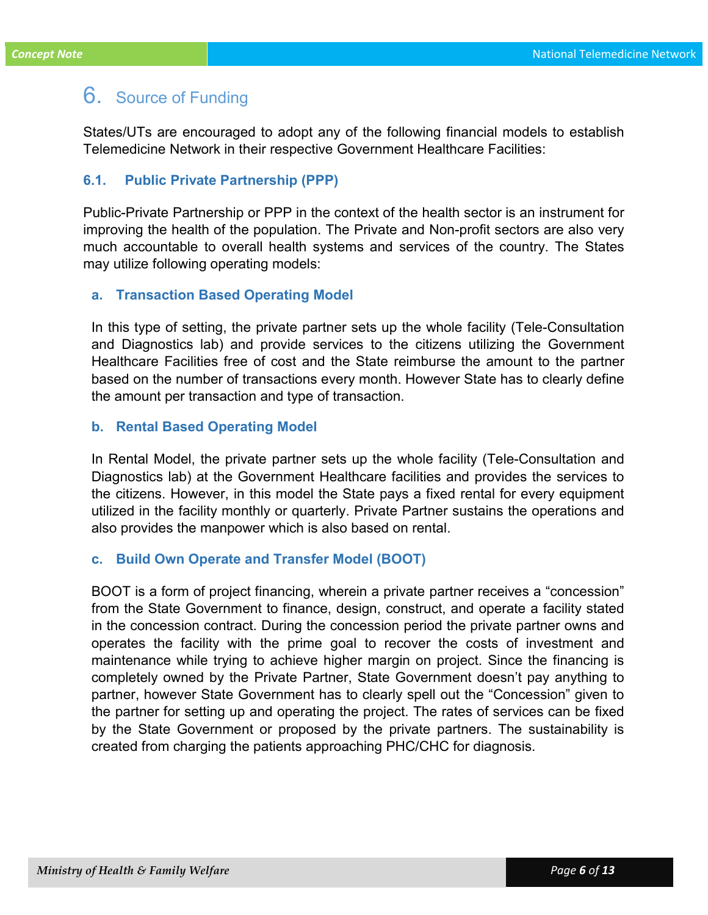## 6. Source of Funding

States/UTs are encouraged to adopt any of the following financial models to establish Telemedicine Network in their respective Government Healthcare Facilities:

### 6.1. Public Private Partnership (PPP)

Public-Private Partnership or PPP in the context of the health sector is an instrument for improving the health of the population. The Private and Non-profit sectors are also very much accountable to overall health systems and services of the country. The States may utilize following operating models:

#### a. Transaction Based Operating Model

In this type of setting, the private partner sets up the whole facility (Tele-Consultation and Diagnostics lab) and provide services to the citizens utilizing the Government Healthcare Facilities free of cost and the State reimburse the amount to the partner based on the number of transactions every month. However State has to clearly define the amount per transaction and type of transaction.

#### b. Rental Based Operating Model

In Rental Model, the private partner sets up the whole facility (Tele-Consultation and Diagnostics lab) at the Government Healthcare facilities and provides the services to the citizens. However, in this model the State pays a fixed rental for every equipment utilized in the facility monthly or quarterly. Private Partner sustains the operations and also provides the manpower which is also based on rental.

#### c. Build Own Operate and Transfer Model (BOOT)

BOOT is a form of project financing, wherein a private partner receives a "concession" from the State Government to finance, design, construct, and operate a facility stated in the concession contract. During the concession period the private partner owns and operates the facility with the prime goal to recover the costs of investment and maintenance while trying to achieve higher margin on project. Since the financing is completely owned by the Private Partner, State Government doesn't pay anything to partner, however State Government has to clearly spell out the "Concession" given to the partner for setting up and operating the project. The rates of services can be fixed by the State Government or proposed by the private partners. The sustainability is created from charging the patients approaching PHC/CHC for diagnosis.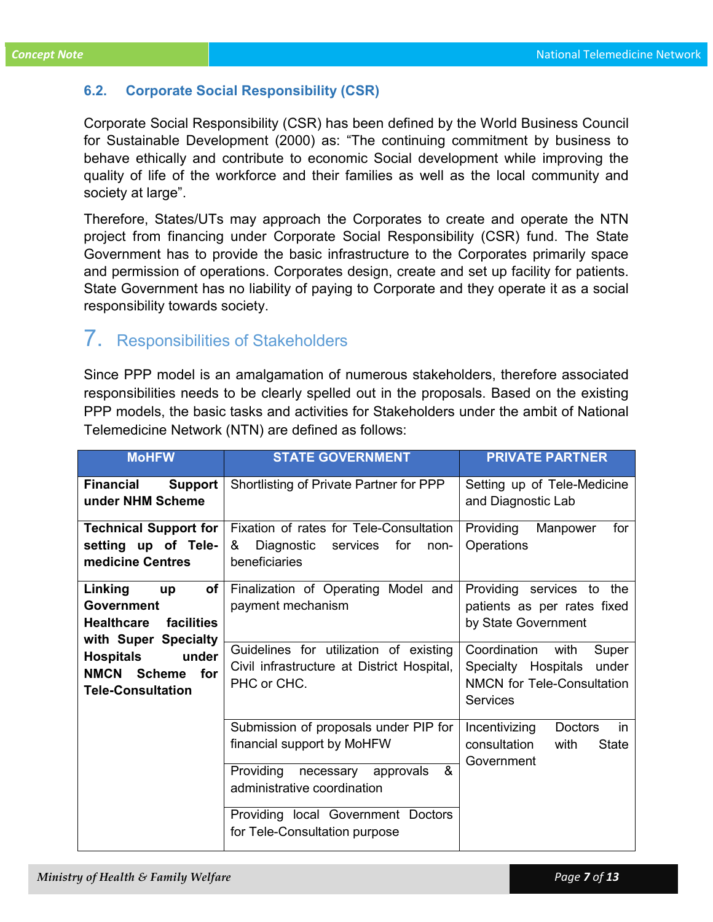### 6.2. Corporate Social Responsibility (CSR)

Corporate Social Responsibility (CSR) has been defined by the World Business Council for Sustainable Development (2000) as: “The continuing commitment by business to behave ethically and contribute to economic Social development while improving the quality of life of the workforce and their families as well as the local community and society at large”.

Therefore, States/UTs may approach the Corporates to create and operate the NTN project from financing under Corporate Social Responsibility (CSR) fund. The State Government has to provide the basic infrastructure to the Corporates primarily space and permission of operations. Corporates design, create and set up facility for patients. State Government has no liability of paying to Corporate and they operate it as a social responsibility towards society.

## 7. Responsibilities of Stakeholders

Since PPP model is an amalgamation of numerous stakeholders, therefore associated responsibilities needs to be clearly spelled out in the proposals. Based on the existing PPP models, the basic tasks and activities for Stakeholders under the ambit of National Telemedicine Network (NTN) are defined as follows:

| MoHFW | STATE GOVERNMENT | PRIVATE PARTNER |
|---|---|---|
| **Financial Support under NHM Scheme** | Shortlisting of Private Partner for PPP | Setting up of Tele-Medicine and Diagnostic Lab |
| **Technical Support for setting up of Tele-medicine Centres** | Fixation of rates for Tele-Consultation & Diagnostic services for non-beneficiaries | Providing Manpower for Operations |
| **Linking up of Government Healthcare facilities with Super Specialty Hospitals under NMCN Scheme for Tele-Consultation** | Finalization of Operating Model and payment mechanism | Providing services to the patients as per rates fixed by State Government |
| | Guidelines for utilization of existing Civil infrastructure at District Hospital, PHC or CHC. | Coordination with Super Specialty Hospitals under NMCN for Tele-Consultation Services |
| | Submission of proposals under PIP for financial support by MoHFW | Incentivizing Doctors in consultation with State Government |
| | Providing necessary approvals & administrative coordination | |
| | Providing local Government Doctors for Tele-Consultation purpose | |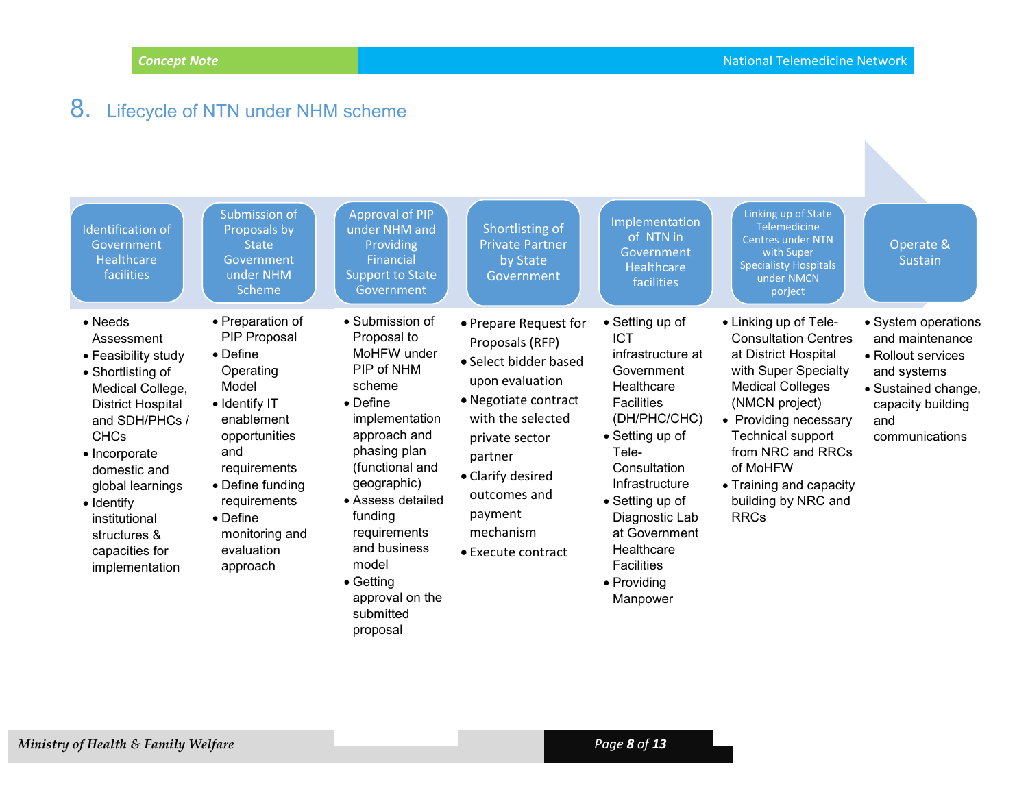## 8. Lifecycle of NTN under NHM scheme

| Identification of Government Healthcare facilities | Submission of Proposals by State Government under NHM Scheme | Approval of PIP under NHM and Providing Financial Support to State Government | Shortlisting of Private Partner by State Government | Implementation of NTN in Government Healthcare facilities | Linking up of State Telemedicine Centres under NTN with Super Specialisty Hospitals under NMCN porject | Operate & Sustain |
|---|---|---|---|---|---|---|
| • Needs Assessment<br>• Feasibility study<br>• Shortlisting of Medical College, District Hospital and SDH/PHCs / CHCs<br>• Incorporate domestic and global learnings<br>• Identify institutional structures & capacities for implementation | • Preparation of PIP Proposal<br>• Define Operating Model<br>• Identify IT enablement opportunities and requirements<br>• Define funding requirements<br>• Define monitoring and evaluation approach | • Submission of Proposal to MoHFW under PIP of NHM scheme<br>• Define implementation approach and phasing plan (functional and geographic)<br>• Assess detailed funding requirements and business model<br>• Getting approval on the submitted proposal | • Prepare Request for Proposals (RFP)<br>• Select bidder based upon evaluation<br>• Negotiate contract with the selected private sector partner<br>• Clarify desired outcomes and payment mechanism<br>• Execute contract | • Setting up of ICT infrastructure at Government Healthcare Facilities (DH/PHC/CHC)<br>• Setting up of Tele-Consultation Infrastructure<br>• Setting up of Diagnostic Lab at Government Healthcare Facilities<br>• Providing Manpower | • Linking up of Tele-Consultation Centres at District Hospital with Super Specialty Medical Colleges (NMCN project)<br>• Providing necessary Technical support from NRC and RRCs of MoHFW<br>• Training and capacity building by NRC and RRCs | • System operations and maintenance<br>• Rollout services and systems<br>• Sustained change, capacity building and communications |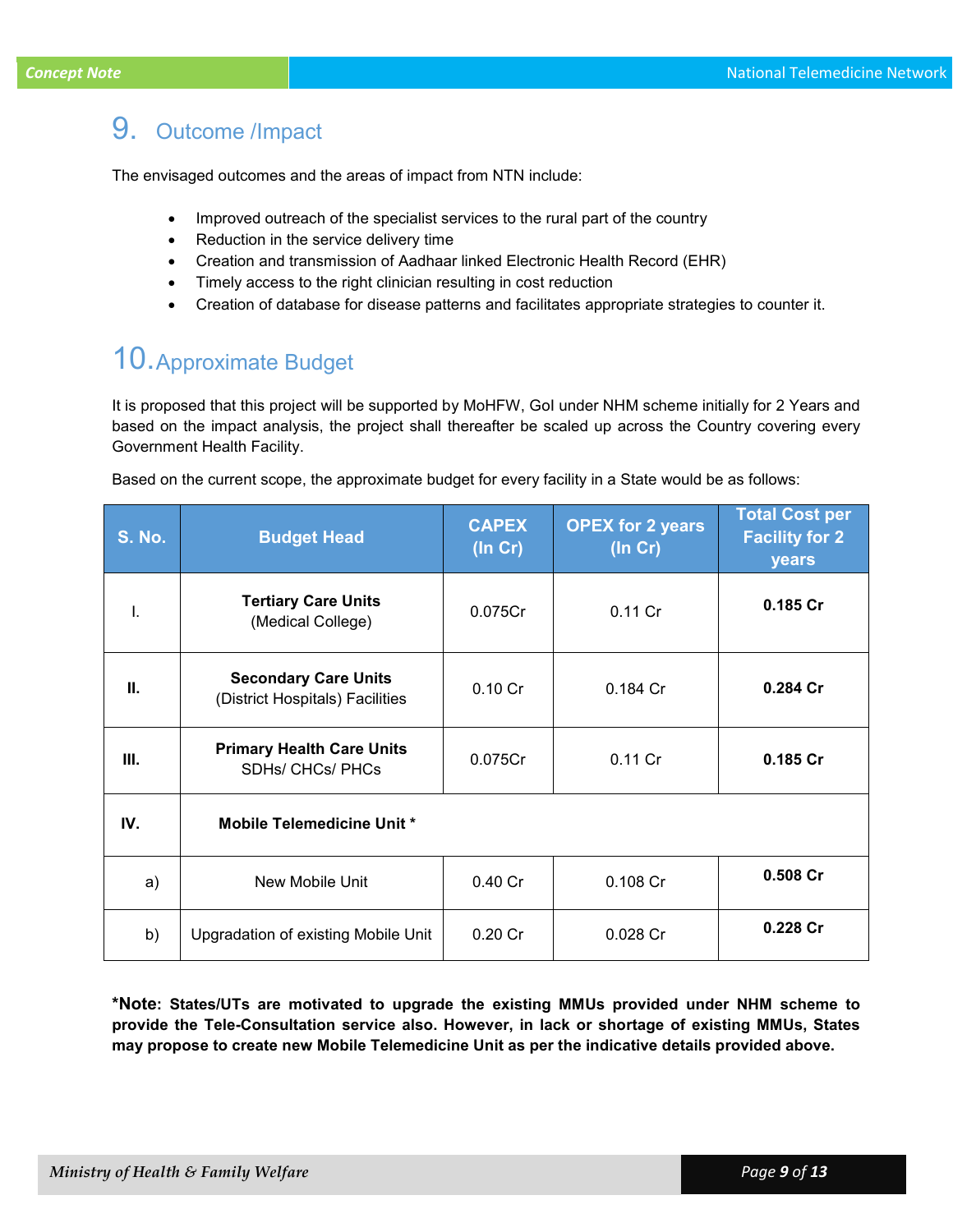## 9. Outcome /Impact

The envisaged outcomes and the areas of impact from NTN include:

- Improved outreach of the specialist services to the rural part of the country
- Reduction in the service delivery time
- Creation and transmission of Aadhaar linked Electronic Health Record (EHR)
- Timely access to the right clinician resulting in cost reduction
- Creation of database for disease patterns and facilitates appropriate strategies to counter it.

## 10. Approximate Budget

It is proposed that this project will be supported by MoHFW, GoI under NHM scheme initially for 2 Years and based on the impact analysis, the project shall thereafter be scaled up across the Country covering every Government Health Facility.

Based on the current scope, the approximate budget for every facility in a State would be as follows:

| S. No. | Budget Head | CAPEX (In Cr) | OPEX for 2 years (In Cr) | Total Cost per Facility for 2 years |
|---|---|---|---|---|
| I. | **Tertiary Care Units** (Medical College) | 0.075Cr | 0.11 Cr | **0.185 Cr** |
| **II.** | **Secondary Care Units** (District Hospitals) Facilities | 0.10 Cr | 0.184 Cr | **0.284 Cr** |
| **III.** | **Primary Health Care Units** SDHs/ CHCs/ PHCs | 0.075Cr | 0.11 Cr | **0.185 Cr** |
| **IV.** | **Mobile Telemedicine Unit *** | | | |
| a) | New Mobile Unit | 0.40 Cr | 0.108 Cr | **0.508 Cr** |
| b) | Upgradation of existing Mobile Unit | 0.20 Cr | 0.028 Cr | **0.228 Cr** |

***Note: States/UTs are motivated to upgrade the existing MMUs provided under NHM scheme to provide the Tele-Consultation service also. However, in lack or shortage of existing MMUs, States may propose to create new Mobile Telemedicine Unit as per the indicative details provided above.**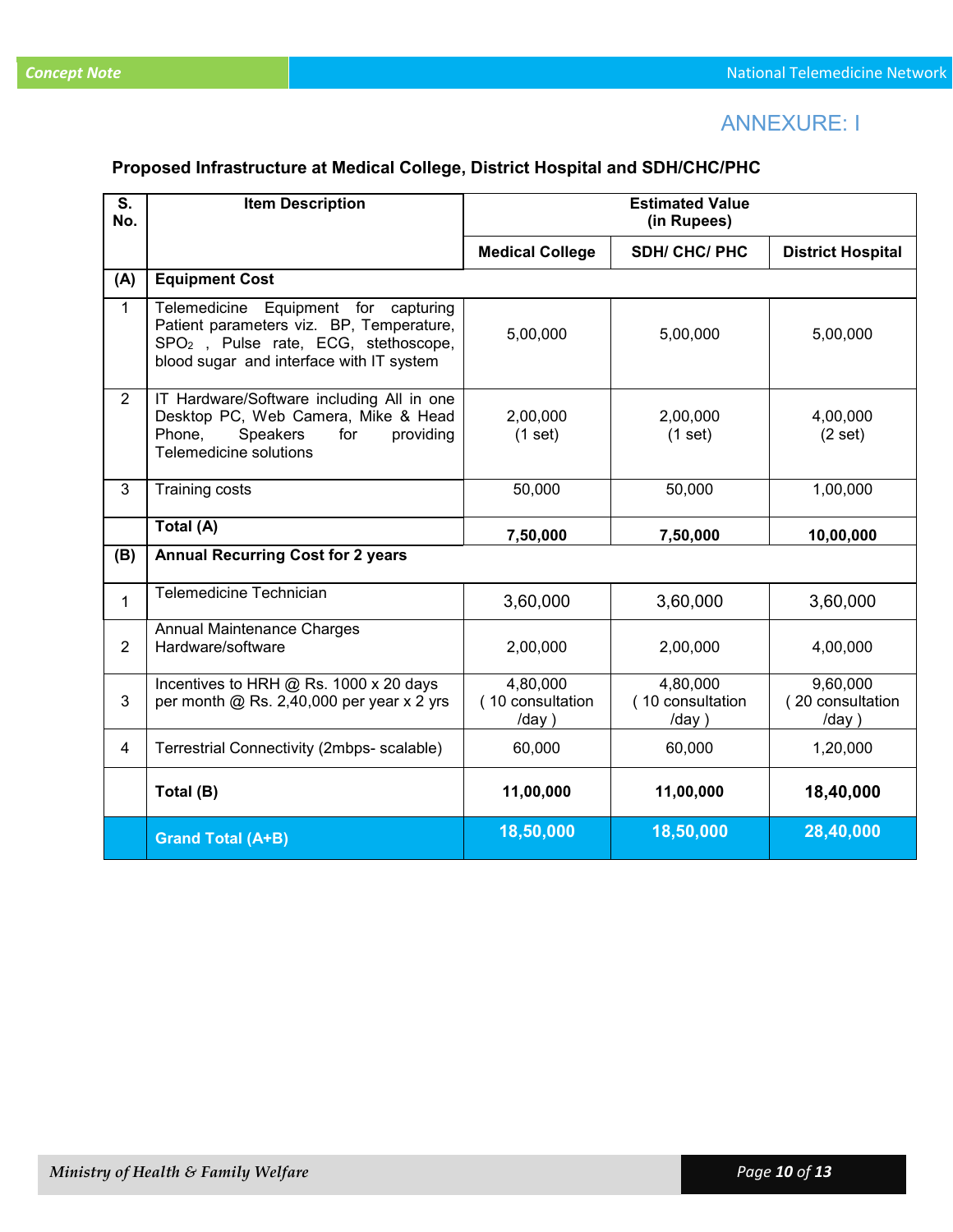## ANNEXURE: I

**Proposed Infrastructure at Medical College, District Hospital and SDH/CHC/PHC**

| S. No. | Item Description | Estimated Value (in Rupees) | | |
|---|---|---|---|---|
| | | **Medical College** | **SDH/ CHC/ PHC** | **District Hospital** |
| **(A)** | **Equipment Cost** | | | |
| 1 | Telemedicine Equipment for capturing Patient parameters viz. BP, Temperature, $SPO_2$ , Pulse rate, ECG, stethoscope, blood sugar and interface with IT system | 5,00,000 | 5,00,000 | 5,00,000 |
| 2 | IT Hardware/Software including All in one Desktop PC, Web Camera, Mike & Head Phone, Speakers for providing Telemedicine solutions | 2,00,000 (1 set) | 2,00,000 (1 set) | 4,00,000 (2 set) |
| 3 | Training costs | 50,000 | 50,000 | 1,00,000 |
| | **Total (A)** | **7,50,000** | **7,50,000** | **10,00,000** |
| **(B)** | **Annual Recurring Cost for 2 years** | | | |
| 1 | Telemedicine Technician | 3,60,000 | 3,60,000 | 3,60,000 |
| 2 | Annual Maintenance Charges Hardware/software | 2,00,000 | 2,00,000 | 4,00,000 |
| 3 | Incentives to HRH @ Rs. 1000 x 20 days per month @ Rs. 2,40,000 per year x 2 yrs | 4,80,000 ( 10 consultation /day ) | 4,80,000 ( 10 consultation /day ) | 9,60,000 ( 20 consultation /day ) |
| 4 | Terrestrial Connectivity (2mbps- scalable) | 60,000 | 60,000 | 1,20,000 |
| | **Total (B)** | **11,00,000** | **11,00,000** | **18,40,000** |
| | **Grand Total (A+B)** | **18,50,000** | **18,50,000** | **28,40,000** |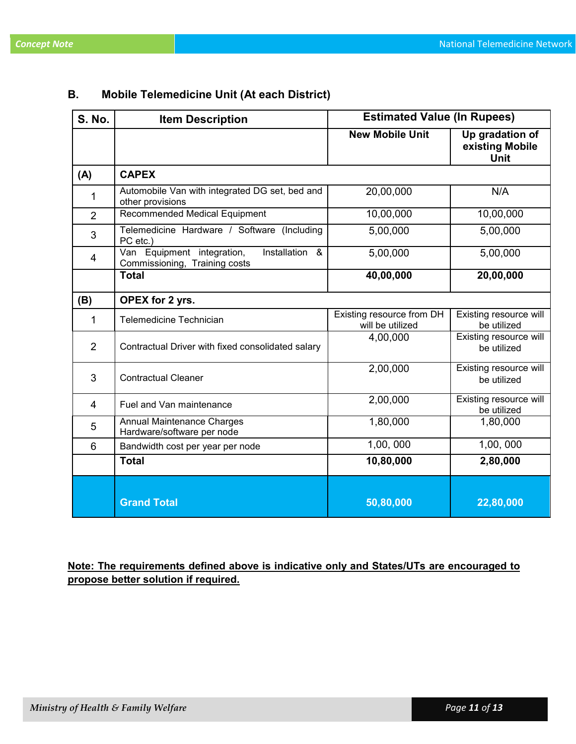### B. Mobile Telemedicine Unit (At each District)

| S. No. | Item Description | Estimated Value (In Rupees) | |
|---|---|---|---|
| | | New Mobile Unit | Up gradation of existing Mobile Unit |
| **(A)** | **CAPEX** | | |
| 1 | Automobile Van with integrated DG set, bed and other provisions | 20,00,000 | N/A |
| 2 | Recommended Medical Equipment | 10,00,000 | 10,00,000 |
| 3 | Telemedicine Hardware / Software (Including PC etc.) | 5,00,000 | 5,00,000 |
| 4 | Van Equipment integration, Installation & Commissioning, Training costs | 5,00,000 | 5,00,000 |
| | **Total** | **40,00,000** | **20,00,000** |
| **(B)** | **OPEX for 2 yrs.** | | |
| 1 | Telemedicine Technician | Existing resource from DH will be utilized | Existing resource will be utilized |
| 2 | Contractual Driver with fixed consolidated salary | 4,00,000 | Existing resource will be utilized |
| 3 | Contractual Cleaner | 2,00,000 | Existing resource will be utilized |
| 4 | Fuel and Van maintenance | 2,00,000 | Existing resource will be utilized |
| 5 | Annual Maintenance Charges Hardware/software per node | 1,80,000 | 1,80,000 |
| 6 | Bandwidth cost per year per node | 1,00, 000 | 1,00, 000 |
| | **Total** | **10,80,000** | **2,80,000** |
| | **Grand Total** | **50,80,000** | **22,80,000** |

**Note: The requirements defined above is indicative only and States/UTs are encouraged to propose better solution if required.**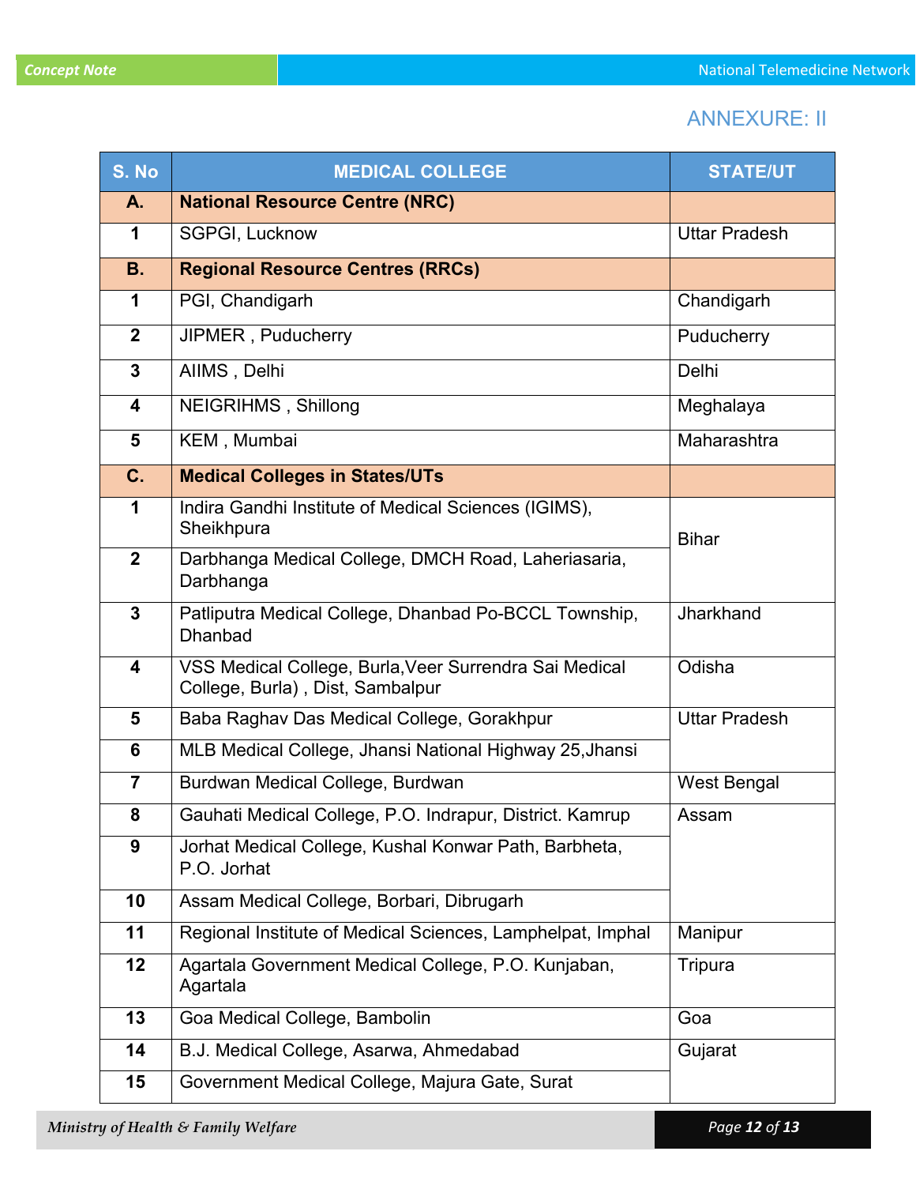ANNEXURE: II

| S. No | MEDICAL COLLEGE | STATE/UT |
|---|---|---|
| **A.** | **National Resource Centre (NRC)** | |
| 1 | SGPGI, Lucknow | Uttar Pradesh |
| **B.** | **Regional Resource Centres (RRCs)** | |
| 1 | PGI, Chandigarh | Chandigarh |
| 2 | JIPMER , Puducherry | Puducherry |
| 3 | AIIMS , Delhi | Delhi |
| 4 | NEIGRIHMS , Shillong | Meghalaya |
| 5 | KEM , Mumbai | Maharashtra |
| **C.** | **Medical Colleges in States/UTs** | |
| 1 | Indira Gandhi Institute of Medical Sciences (IGIMS), Sheikhpura | Bihar |
| 2 | Darbhanga Medical College, DMCH Road, Laheriasaria, Darbhanga | |
| 3 | Patliputra Medical College, Dhanbad Po-BCCL Township, Dhanbad | Jharkhand |
| 4 | VSS Medical College, Burla,Veer Surrendra Sai Medical College, Burla) , Dist, Sambalpur | Odisha |
| 5 | Baba Raghav Das Medical College, Gorakhpur | Uttar Pradesh |
| 6 | MLB Medical College, Jhansi National Highway 25,Jhansi | |
| 7 | Burdwan Medical College, Burdwan | West Bengal |
| 8 | Gauhati Medical College, P.O. Indrapur, District. Kamrup | Assam |
| 9 | Jorhat Medical College, Kushal Konwar Path, Barbheta, P.O. Jorhat | |
| 10 | Assam Medical College, Borbari, Dibrugarh | |
| 11 | Regional Institute of Medical Sciences, Lamphelpat, Imphal | Manipur |
| 12 | Agartala Government Medical College, P.O. Kunjaban, Agartala | Tripura |
| 13 | Goa Medical College, Bambolin | Goa |
| 14 | B.J. Medical College, Asarwa, Ahmedabad | Gujarat |
| 15 | Government Medical College, Majura Gate, Surat | |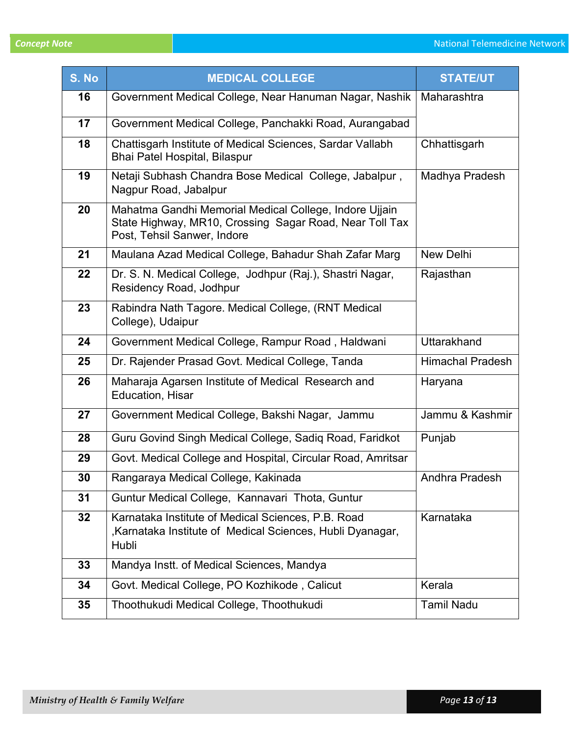| S. No | MEDICAL COLLEGE | STATE/UT |
|---|---|---|
| **16** | Government Medical College, Near Hanuman Nagar, Nashik | Maharashtra |
| **17** | Government Medical College, Panchakki Road, Aurangabad | |
| **18** | Chattisgarh Institute of Medical Sciences, Sardar Vallabh Bhai Patel Hospital, Bilaspur | Chhattisgarh |
| **19** | Netaji Subhash Chandra Bose Medical College, Jabalpur , Nagpur Road, Jabalpur | Madhya Pradesh |
| **20** | Mahatma Gandhi Memorial Medical College, Indore Ujjain State Highway, MR10, Crossing Sagar Road, Near Toll Tax Post, Tehsil Sanwer, Indore | |
| **21** | Maulana Azad Medical College, Bahadur Shah Zafar Marg | New Delhi |
| **22** | Dr. S. N. Medical College, Jodhpur (Raj.), Shastri Nagar, Residency Road, Jodhpur | Rajasthan |
| **23** | Rabindra Nath Tagore. Medical College, (RNT Medical College), Udaipur | |
| **24** | Government Medical College, Rampur Road , Haldwani | Uttarakhand |
| **25** | Dr. Rajender Prasad Govt. Medical College, Tanda | Himachal Pradesh |
| **26** | Maharaja Agarsen Institute of Medical Research and Education, Hisar | Haryana |
| **27** | Government Medical College, Bakshi Nagar, Jammu | Jammu & Kashmir |
| **28** | Guru Govind Singh Medical College, Sadiq Road, Faridkot | Punjab |
| **29** | Govt. Medical College and Hospital, Circular Road, Amritsar | |
| **30** | Rangaraya Medical College, Kakinada | Andhra Pradesh |
| **31** | Guntur Medical College, Kannavari Thota, Guntur | |
| **32** | Karnataka Institute of Medical Sciences, P.B. Road ,Karnataka Institute of Medical Sciences, Hubli Dyanagar, Hubli | Karnataka |
| **33** | Mandya Instt. of Medical Sciences, Mandya | |
| **34** | Govt. Medical College, PO Kozhikode , Calicut | Kerala |
| **35** | Thoothukudi Medical College, Thoothukudi | Tamil Nadu |